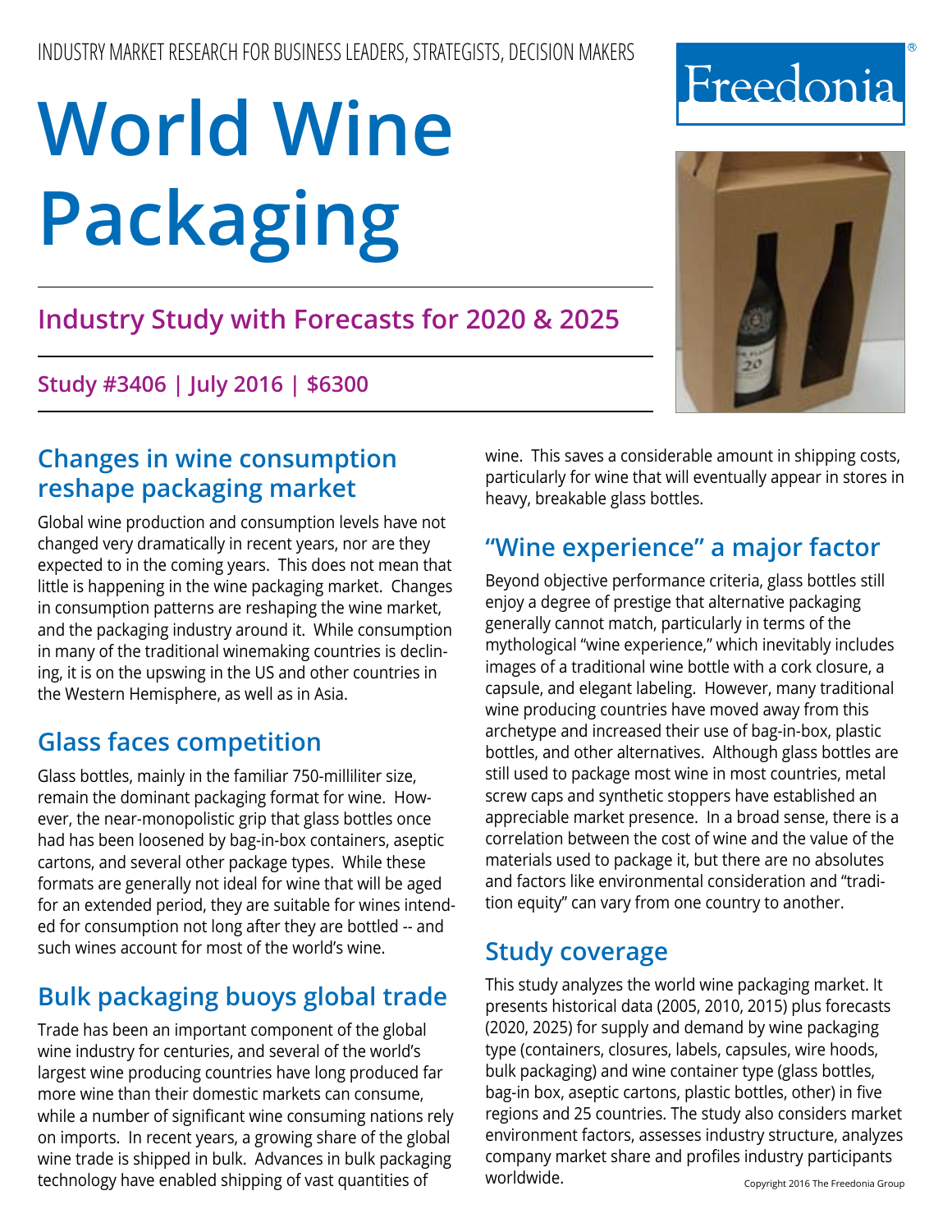INDUSTRY MARKET RESEARCH FOR BUSINESS LEADERS, STRATEGISTS, DECISION MAKERS

Freedonia®

# World Wine Packaging

## Industry Study with Forecasts for 2020 & 2025

**Study #3406 | July 2016 | $6300**

## Changes in wine consumption reshape packaging market

Global wine production and consumption levels have not changed very dramatically in recent years, nor are they expected to in the coming years. This does not mean that little is happening in the wine packaging market. Changes in consumption patterns are reshaping the wine market, and the packaging industry around it. While consumption in many of the traditional winemaking countries is declining, it is on the upswing in the US and other countries in the Western Hemisphere, as well as in Asia.

## Glass faces competition

Glass bottles, mainly in the familiar 750-milliliter size, remain the dominant packaging format for wine. However, the near-monopolistic grip that glass bottles once had has been loosened by bag-in-box containers, aseptic cartons, and several other package types. While these formats are generally not ideal for wine that will be aged for an extended period, they are suitable for wines intended for consumption not long after they are bottled -- and such wines account for most of the world's wine.

## Bulk packaging buoys global trade

Trade has been an important component of the global wine industry for centuries, and several of the world's largest wine producing countries have long produced far more wine than their domestic markets can consume, while a number of significant wine consuming nations rely on imports. In recent years, a growing share of the global wine trade is shipped in bulk. Advances in bulk packaging technology have enabled shipping of vast quantities of wine. This saves a considerable amount in shipping costs, particularly for wine that will eventually appear in stores in heavy, breakable glass bottles.

## "Wine experience" a major factor

Beyond objective performance criteria, glass bottles still enjoy a degree of prestige that alternative packaging generally cannot match, particularly in terms of the mythological "wine experience," which inevitably includes images of a traditional wine bottle with a cork closure, a capsule, and elegant labeling. However, many traditional wine producing countries have moved away from this archetype and increased their use of bag-in-box, plastic bottles, and other alternatives. Although glass bottles are still used to package most wine in most countries, metal screw caps and synthetic stoppers have established an appreciable market presence. In a broad sense, there is a correlation between the cost of wine and the value of the materials used to package it, but there are no absolutes and factors like environmental consideration and "tradition equity" can vary from one country to another.

## Study coverage

This study analyzes the world wine packaging market. It presents historical data (2005, 2010, 2015) plus forecasts (2020, 2025) for supply and demand by wine packaging type (containers, closures, labels, capsules, wire hoods, bulk packaging) and wine container type (glass bottles, bag-in box, aseptic cartons, plastic bottles, other) in five regions and 25 countries. The study also considers market environment factors, assesses industry structure, analyzes company market share and profiles industry participants worldwide.

Copyright 2016 The Freedonia Group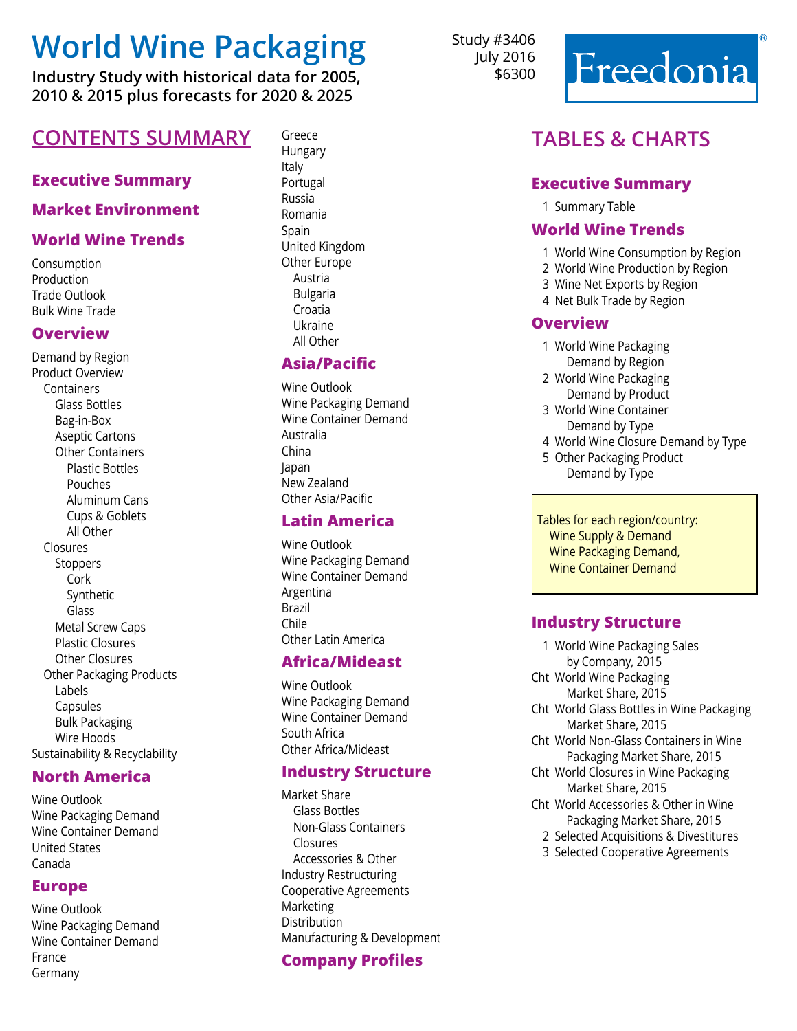# World Wine Packaging

**Industry Study with historical data for 2005, 2010 & 2015 plus forecasts for 2020 & 2025**

Study #3406
July 2016
$6300

Freedonia®

## CONTENTS SUMMARY

### Executive Summary

### Market Environment

### World Wine Trends

Consumption
Production
Trade Outlook
Bulk Wine Trade

### Overview

Demand by Region
Product Overview
- Containers
  - Glass Bottles
  - Bag-in-Box
  - Aseptic Cartons
  - Other Containers
    - Plastic Bottles
    - Pouches
    - Aluminum Cans
    - Cups & Goblets
    - All Other
- Closures
  - Stoppers
    - Cork
    - Synthetic
    - Glass
  - Metal Screw Caps
  - Plastic Closures
  - Other Closures
- Other Packaging Products
  - Labels
  - Capsules
  - Bulk Packaging
  - Wire Hoods

Sustainability & Recyclability

### North America

Wine Outlook
Wine Packaging Demand
Wine Container Demand
United States
Canada

### Europe

Wine Outlook
Wine Packaging Demand
Wine Container Demand
France
Germany
Greece
Hungary
Italy
Portugal
Russia
Romania
Spain
United Kingdom
Other Europe
- Austria
- Bulgaria
- Croatia
- Ukraine
- All Other

### Asia/Pacific

Wine Outlook
Wine Packaging Demand
Wine Container Demand
Australia
China
Japan
New Zealand
Other Asia/Pacific

### Latin America

Wine Outlook
Wine Packaging Demand
Wine Container Demand
Argentina
Brazil
Chile
Other Latin America

### Africa/Mideast

Wine Outlook
Wine Packaging Demand
Wine Container Demand
South Africa
Other Africa/Mideast

### Industry Structure

Market Share
- Glass Bottles
- Non-Glass Containers
- Closures
- Accessories & Other

Industry Restructuring
Cooperative Agreements
Marketing
Distribution
Manufacturing & Development

### Company Profiles

## TABLES & CHARTS

### Executive Summary

1 Summary Table

### World Wine Trends

1 World Wine Consumption by Region
2 World Wine Production by Region
3 Wine Net Exports by Region
4 Net Bulk Trade by Region

### Overview

1 World Wine Packaging Demand by Region
2 World Wine Packaging Demand by Product
3 World Wine Container Demand by Type
4 World Wine Closure Demand by Type
5 Other Packaging Product Demand by Type

Tables for each region/country:
- Wine Supply & Demand
- Wine Packaging Demand,
- Wine Container Demand

### Industry Structure

1 World Wine Packaging Sales by Company, 2015
Cht World Wine Packaging Market Share, 2015
Cht World Glass Bottles in Wine Packaging Market Share, 2015
Cht World Non-Glass Containers in Wine Packaging Market Share, 2015
Cht World Closures in Wine Packaging Market Share, 2015
Cht World Accessories & Other in Wine Packaging Market Share, 2015
2 Selected Acquisitions & Divestitures
3 Selected Cooperative Agreements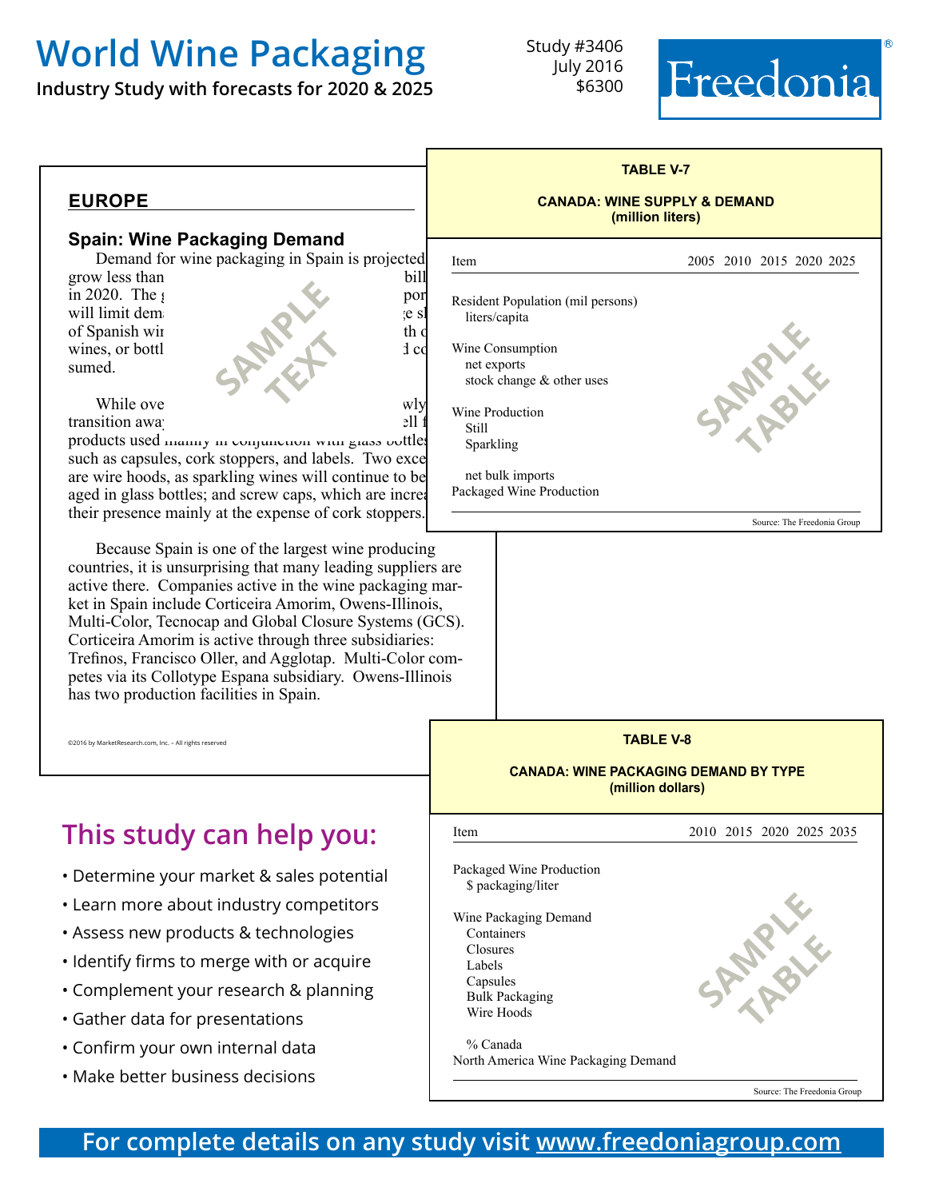# World Wine Packaging

**Industry Study with forecasts for 2020 & 2025**

Study #3406
July 2016
$6300

Freedonia®

## EUROPE

### Spain: Wine Packaging Demand

Demand for wine packaging in Spain is projected grow less than bill in 2020. The g por will limit dem ge sl of Spanish wi th c wines, or bottl d co sumed.

While ove wly transition awa ell f products used mainly in conjunction with glass bottles such as capsules, cork stoppers, and labels. Two exce are wire hoods, as sparkling wines will continue to be aged in glass bottles; and screw caps, which are increa their presence mainly at the expense of cork stoppers.

Because Spain is one of the largest wine producing countries, it is unsurprising that many leading suppliers are active there. Companies active in the wine packaging market in Spain include Corticeira Amorim, Owens-Illinois, Multi-Color, Tecnocap and Global Closure Systems (GCS). Corticeira Amorim is active through three subsidiaries: Trefinos, Francisco Oller, and Agglotap. Multi-Color competes via its Collotype Espana subsidiary. Owens-Illinois has two production facilities in Spain.

©2016 by MarketResearch.com, Inc. – All rights reserved

**TABLE V-7**

**CANADA: WINE SUPPLY & DEMAND**
**(million liters)**

| Item | 2005 | 2010 | 2015 | 2020 | 2025 |
|---|---|---|---|---|---|
| Resident Population (mil persons) | | | | | |
| liters/capita | | | | | |
| Wine Consumption | | | | | |
| net exports | | | | | |
| stock change & other uses | | | | | |
| Wine Production | | | | | |
| Still | | | | | |
| Sparkling | | | | | |
| net bulk imports | | | | | |
| Packaged Wine Production | | | | | |

Source: The Freedonia Group

**TABLE V-8**

**CANADA: WINE PACKAGING DEMAND BY TYPE**
**(million dollars)**

| Item | 2010 | 2015 | 2020 | 2025 | 2035 |
|---|---|---|---|---|---|
| Packaged Wine Production | | | | | |
| $ packaging/liter | | | | | |
| Wine Packaging Demand | | | | | |
| Containers | | | | | |
| Closures | | | | | |
| Labels | | | | | |
| Capsules | | | | | |
| Bulk Packaging | | | | | |
| Wire Hoods | | | | | |
| % Canada | | | | | |
| North America Wine Packaging Demand | | | | | |

Source: The Freedonia Group

## This study can help you:

- Determine your market & sales potential
- Learn more about industry competitors
- Assess new products & technologies
- Identify firms to merge with or acquire
- Complement your research & planning
- Gather data for presentations
- Confirm your own internal data
- Make better business decisions

**For complete details on any study visit www.freedoniagroup.com**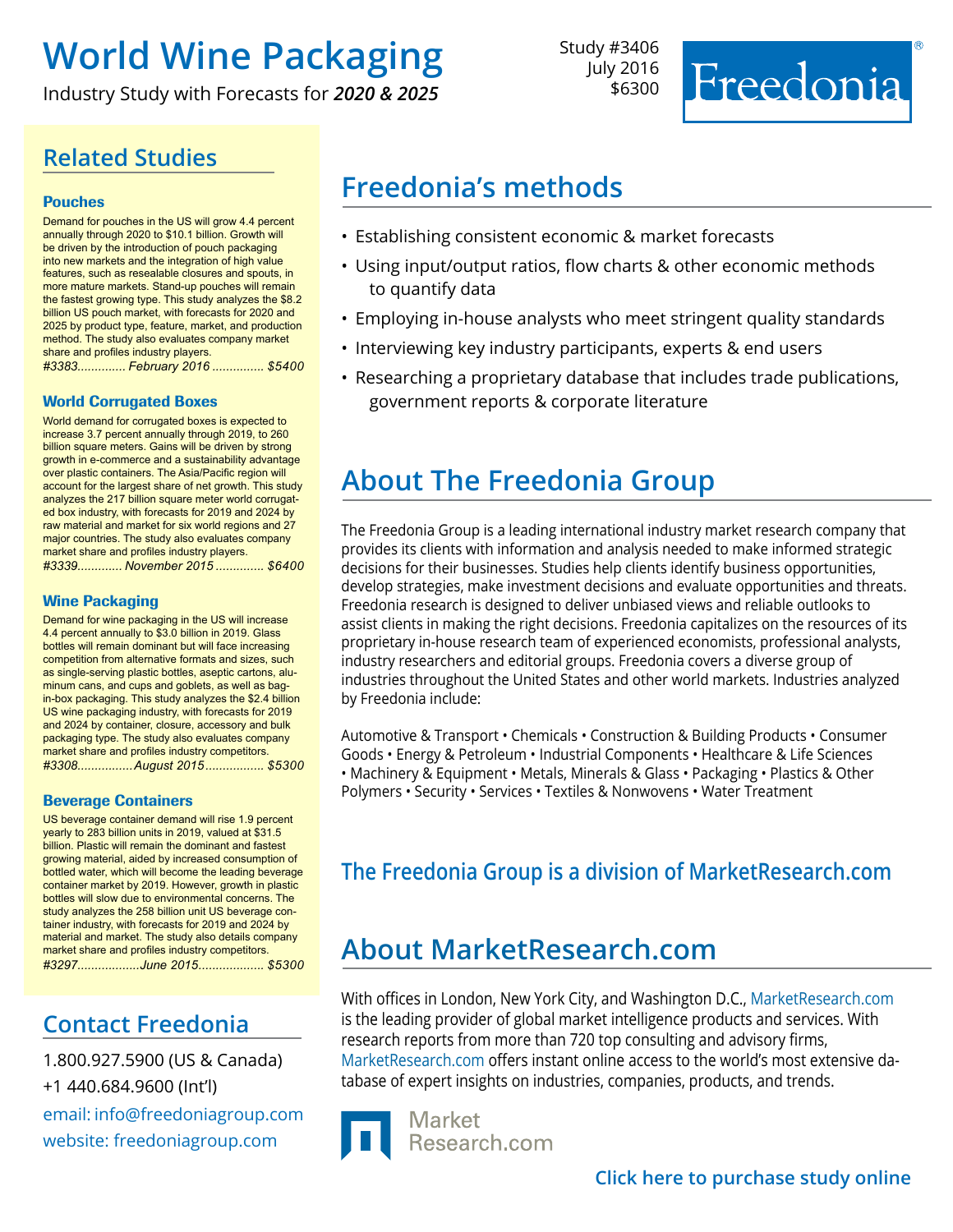# World Wine Packaging

Industry Study with Forecasts for ***2020 & 2025***

Study #3406
July 2016
$6300

Freedonia®

## Related Studies

### Pouches

Demand for pouches in the US will grow 4.4 percent annually through 2020 to $10.1 billion. Growth will be driven by the introduction of pouch packaging into new markets and the integration of high value features, such as resealable closures and spouts, in more mature markets. Stand-up pouches will remain the fastest growing type. This study analyzes the $8.2 billion US pouch market, with forecasts for 2020 and 2025 by product type, feature, market, and production method. The study also evaluates company market share and profiles industry players.

*#3383............. February 2016 ............... $5400*

### World Corrugated Boxes

World demand for corrugated boxes is expected to increase 3.7 percent annually through 2019, to 260 billion square meters. Gains will be driven by strong growth in e-commerce and a sustainability advantage over plastic containers. The Asia/Pacific region will account for the largest share of net growth. This study analyzes the 217 billion square meter world corrugated box industry, with forecasts for 2019 and 2024 by raw material and market for six world regions and 27 major countries. The study also evaluates company market share and profiles industry players.

*#3339............ November 2015 ............. $6400*

### Wine Packaging

Demand for wine packaging in the US will increase 4.4 percent annually to $3.0 billion in 2019. Glass bottles will remain dominant but will face increasing competition from alternative formats and sizes, such as single-serving plastic bottles, aseptic cartons, aluminum cans, and cups and goblets, as well as bag-in-box packaging. This study analyzes the $2.4 billion US wine packaging industry, with forecasts for 2019 and 2024 by container, closure, accessory and bulk packaging type. The study also evaluates company market share and profiles industry competitors.

*#3308................August 2015................. $5300*

### Beverage Containers

US beverage container demand will rise 1.9 percent yearly to 283 billion units in 2019, valued at $31.5 billion. Plastic will remain the dominant and fastest growing material, aided by increased consumption of bottled water, which will become the leading beverage container market by 2019. However, growth in plastic bottles will slow due to environmental concerns. The study analyzes the 258 billion unit US beverage container industry, with forecasts for 2019 and 2024 by material and market. The study also details company market share and profiles industry competitors.

*#3297..................June 2015.................. $5300*

## Contact Freedonia

1.800.927.5900 (US & Canada)
+1 440.684.9600 (Int'l)
email: info@freedoniagroup.com
website: freedoniagroup.com

## Freedonia's methods

- Establishing consistent economic & market forecasts
- Using input/output ratios, flow charts & other economic methods to quantify data
- Employing in-house analysts who meet stringent quality standards
- Interviewing key industry participants, experts & end users
- Researching a proprietary database that includes trade publications, government reports & corporate literature

## About The Freedonia Group

The Freedonia Group is a leading international industry market research company that provides its clients with information and analysis needed to make informed strategic decisions for their businesses. Studies help clients identify business opportunities, develop strategies, make investment decisions and evaluate opportunities and threats. Freedonia research is designed to deliver unbiased views and reliable outlooks to assist clients in making the right decisions. Freedonia capitalizes on the resources of its proprietary in-house research team of experienced economists, professional analysts, industry researchers and editorial groups. Freedonia covers a diverse group of industries throughout the United States and other world markets. Industries analyzed by Freedonia include:

Automotive & Transport • Chemicals • Construction & Building Products • Consumer Goods • Energy & Petroleum • Industrial Components • Healthcare & Life Sciences • Machinery & Equipment • Metals, Minerals & Glass • Packaging • Plastics & Other Polymers • Security • Services • Textiles & Nonwovens • Water Treatment

### The Freedonia Group is a division of MarketResearch.com

## About MarketResearch.com

With offices in London, New York City, and Washington D.C., MarketResearch.com is the leading provider of global market intelligence products and services. With research reports from more than 720 top consulting and advisory firms, MarketResearch.com offers instant online access to the world's most extensive database of expert insights on industries, companies, products, and trends.

Market Research.com

**Click here to purchase study online**